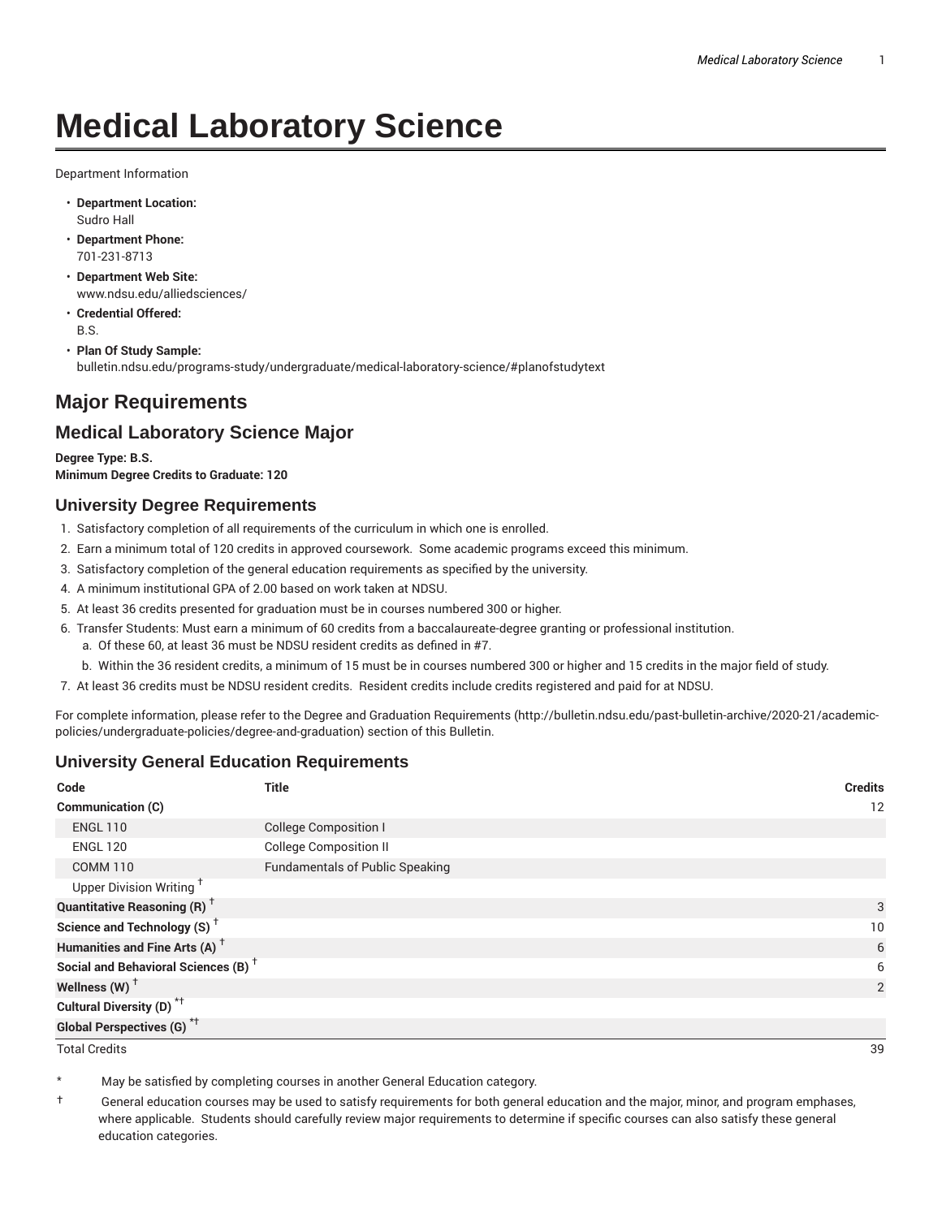# Medical Laboratory Science

Department Information

- **Department Location:**
  Sudro Hall
- **Department Phone:**
  701-231-8713
- **Department Web Site:**
  www.ndsu.edu/alliedsciences/
- **Credential Offered:**
  B.S.
- **Plan Of Study Sample:**
  bulletin.ndsu.edu/programs-study/undergraduate/medical-laboratory-science/#planofstudytext

## Major Requirements

## Medical Laboratory Science Major

**Degree Type: B.S.**
**Minimum Degree Credits to Graduate: 120**

### University Degree Requirements

1. Satisfactory completion of all requirements of the curriculum in which one is enrolled.
2. Earn a minimum total of 120 credits in approved coursework. Some academic programs exceed this minimum.
3. Satisfactory completion of the general education requirements as specified by the university.
4. A minimum institutional GPA of 2.00 based on work taken at NDSU.
5. At least 36 credits presented for graduation must be in courses numbered 300 or higher.
6. Transfer Students: Must earn a minimum of 60 credits from a baccalaureate-degree granting or professional institution.
   a. Of these 60, at least 36 must be NDSU resident credits as defined in #7.
   b. Within the 36 resident credits, a minimum of 15 must be in courses numbered 300 or higher and 15 credits in the major field of study.
7. At least 36 credits must be NDSU resident credits. Resident credits include credits registered and paid for at NDSU.

For complete information, please refer to the Degree and Graduation Requirements (http://bulletin.ndsu.edu/past-bulletin-archive/2020-21/academic-policies/undergraduate-policies/degree-and-graduation) section of this Bulletin.

### University General Education Requirements

| Code | Title | Credits |
|---|---|---|
| **Communication (C)** | | 12 |
| ENGL 110 | College Composition I | |
| ENGL 120 | College Composition II | |
| COMM 110 | Fundamentals of Public Speaking | |
| Upper Division Writing † | | |
| **Quantitative Reasoning (R) †** | | 3 |
| **Science and Technology (S) †** | | 10 |
| **Humanities and Fine Arts (A) †** | | 6 |
| **Social and Behavioral Sciences (B) †** | | 6 |
| **Wellness (W) †** | | 2 |
| **Cultural Diversity (D) *†** | | |
| **Global Perspectives (G) *†** | | |
| Total Credits | | 39 |

\* May be satisfied by completing courses in another General Education category.

† General education courses may be used to satisfy requirements for both general education and the major, minor, and program emphases, where applicable. Students should carefully review major requirements to determine if specific courses can also satisfy these general education categories.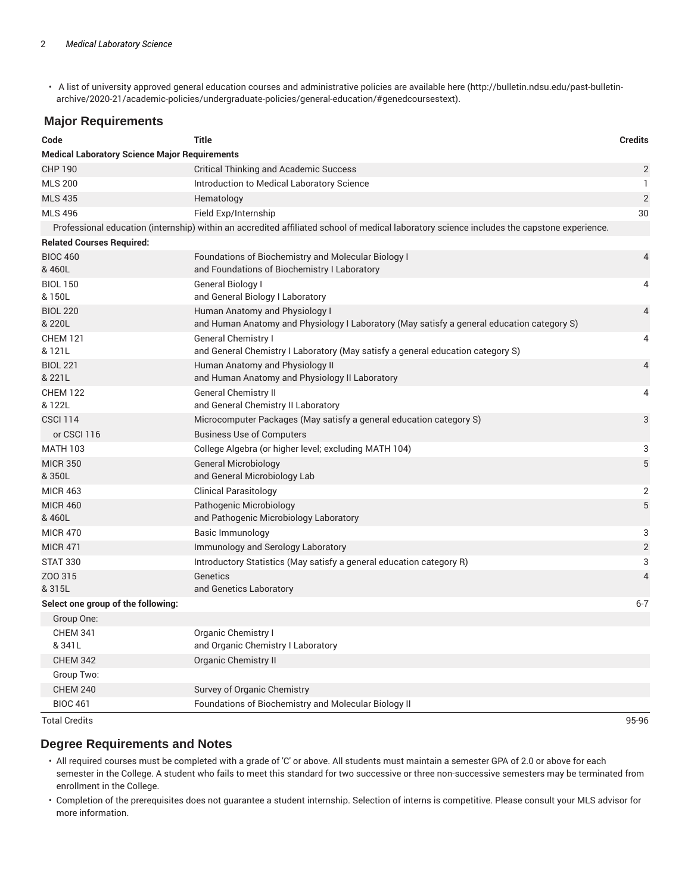- A list of university approved general education courses and administrative policies are available here (http://bulletin.ndsu.edu/past-bulletin-archive/2020-21/academic-policies/undergraduate-policies/general-education/#genedcoursestext).

## Major Requirements

| Code | Title | Credits |
|---|---|---|
| **Medical Laboratory Science Major Requirements** | | |
| CHP 190 | Critical Thinking and Academic Success | 2 |
| MLS 200 | Introduction to Medical Laboratory Science | 1 |
| MLS 435 | Hematology | 2 |
| MLS 496 | Field Exp/Internship | 30 |
| Professional education (internship) within an accredited affiliated school of medical laboratory science includes the capstone experience. | | |
| **Related Courses Required:** | | |
| BIOC 460 & 460L | Foundations of Biochemistry and Molecular Biology I and Foundations of Biochemistry I Laboratory | 4 |
| BIOL 150 & 150L | General Biology I and General Biology I Laboratory | 4 |
| BIOL 220 & 220L | Human Anatomy and Physiology I and Human Anatomy and Physiology I Laboratory (May satisfy a general education category S) | 4 |
| CHEM 121 & 121L | General Chemistry I and General Chemistry I Laboratory (May satisfy a general education category S) | 4 |
| BIOL 221 & 221L | Human Anatomy and Physiology II and Human Anatomy and Physiology II Laboratory | 4 |
| CHEM 122 & 122L | General Chemistry II and General Chemistry II Laboratory | 4 |
| CSCI 114 | Microcomputer Packages (May satisfy a general education category S) | 3 |
| or CSCI 116 | Business Use of Computers | |
| MATH 103 | College Algebra (or higher level; excluding MATH 104) | 3 |
| MICR 350 & 350L | General Microbiology and General Microbiology Lab | 5 |
| MICR 463 | Clinical Parasitology | 2 |
| MICR 460 & 460L | Pathogenic Microbiology and Pathogenic Microbiology Laboratory | 5 |
| MICR 470 | Basic Immunology | 3 |
| MICR 471 | Immunology and Serology Laboratory | 2 |
| STAT 330 | Introductory Statistics (May satisfy a general education category R) | 3 |
| ZOO 315 & 315L | Genetics and Genetics Laboratory | 4 |
| **Select one group of the following:** | | 6-7 |
| Group One: | | |
| CHEM 341 & 341L | Organic Chemistry I and Organic Chemistry I Laboratory | |
| CHEM 342 | Organic Chemistry II | |
| Group Two: | | |
| CHEM 240 | Survey of Organic Chemistry | |
| BIOC 461 | Foundations of Biochemistry and Molecular Biology II | |
| Total Credits | | 95-96 |

## Degree Requirements and Notes

- All required courses must be completed with a grade of 'C' or above. All students must maintain a semester GPA of 2.0 or above for each semester in the College. A student who fails to meet this standard for two successive or three non-successive semesters may be terminated from enrollment in the College.
- Completion of the prerequisites does not guarantee a student internship. Selection of interns is competitive. Please consult your MLS advisor for more information.